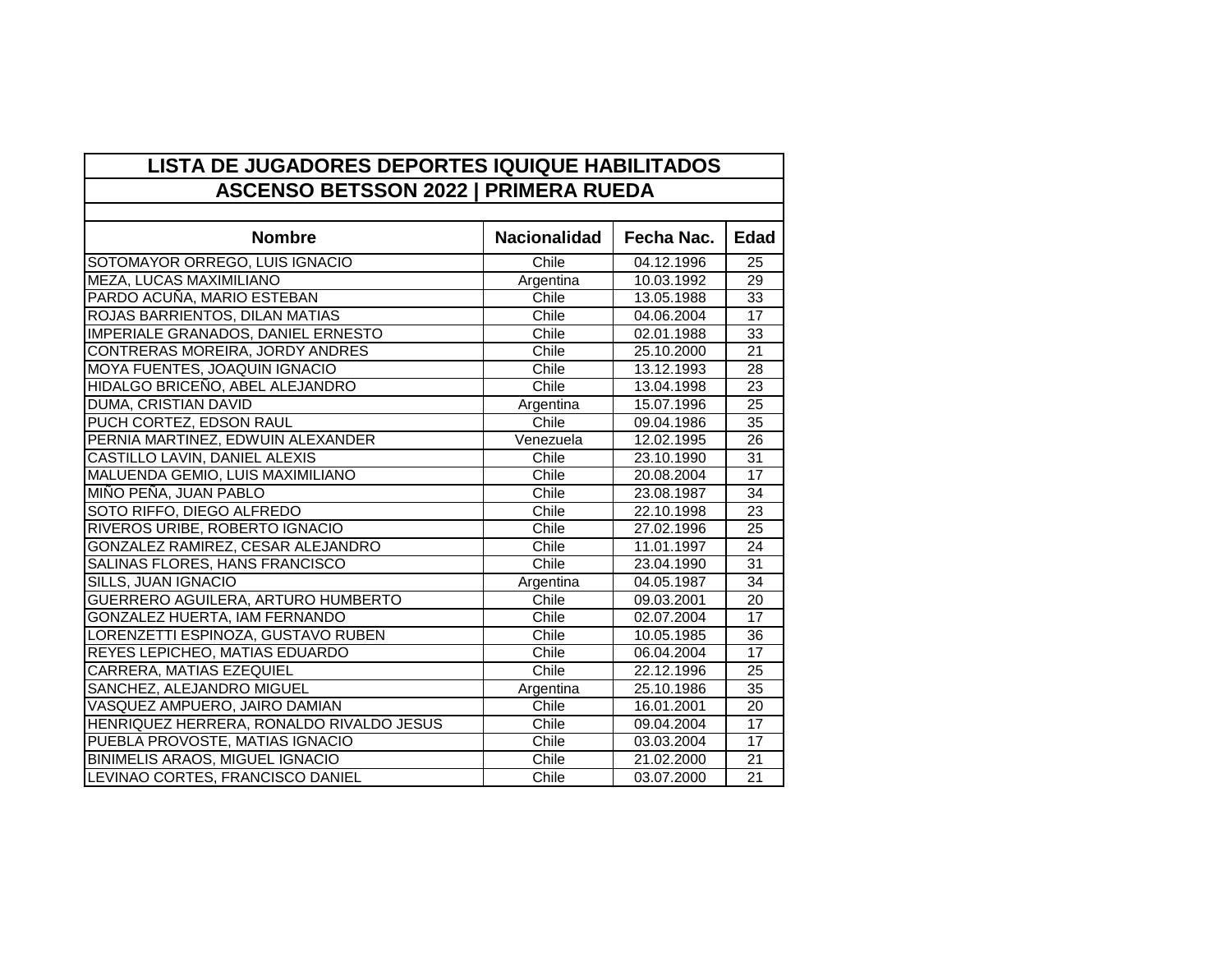## LISTA DE JUGADORES DEPORTES IQUIQUE HABILITADOS
## ASCENSO BETSSON 2022 | PRIMERA RUEDA

| Nombre | Nacionalidad | Fecha Nac. | Edad |
|---|---|---|---|
| SOTOMAYOR ORREGO, LUIS IGNACIO | Chile | 04.12.1996 | 25 |
| MEZA, LUCAS MAXIMILIANO | Argentina | 10.03.1992 | 29 |
| PARDO ACUÑA, MARIO ESTEBAN | Chile | 13.05.1988 | 33 |
| ROJAS BARRIENTOS, DILAN MATIAS | Chile | 04.06.2004 | 17 |
| IMPERIALE GRANADOS, DANIEL ERNESTO | Chile | 02.01.1988 | 33 |
| CONTRERAS MOREIRA, JORDY ANDRES | Chile | 25.10.2000 | 21 |
| MOYA FUENTES, JOAQUIN IGNACIO | Chile | 13.12.1993 | 28 |
| HIDALGO BRICEÑO, ABEL ALEJANDRO | Chile | 13.04.1998 | 23 |
| DUMA, CRISTIAN DAVID | Argentina | 15.07.1996 | 25 |
| PUCH CORTEZ, EDSON RAUL | Chile | 09.04.1986 | 35 |
| PERNIA MARTINEZ, EDWUIN ALEXANDER | Venezuela | 12.02.1995 | 26 |
| CASTILLO LAVIN, DANIEL ALEXIS | Chile | 23.10.1990 | 31 |
| MALUENDA GEMIO, LUIS MAXIMILIANO | Chile | 20.08.2004 | 17 |
| MIÑO PEÑA, JUAN PABLO | Chile | 23.08.1987 | 34 |
| SOTO RIFFO, DIEGO ALFREDO | Chile | 22.10.1998 | 23 |
| RIVEROS URIBE, ROBERTO IGNACIO | Chile | 27.02.1996 | 25 |
| GONZALEZ RAMIREZ, CESAR ALEJANDRO | Chile | 11.01.1997 | 24 |
| SALINAS FLORES, HANS FRANCISCO | Chile | 23.04.1990 | 31 |
| SILLS, JUAN IGNACIO | Argentina | 04.05.1987 | 34 |
| GUERRERO AGUILERA, ARTURO HUMBERTO | Chile | 09.03.2001 | 20 |
| GONZALEZ HUERTA, IAM FERNANDO | Chile | 02.07.2004 | 17 |
| LORENZETTI ESPINOZA, GUSTAVO RUBEN | Chile | 10.05.1985 | 36 |
| REYES LEPICHEO, MATIAS EDUARDO | Chile | 06.04.2004 | 17 |
| CARRERA, MATIAS EZEQUIEL | Chile | 22.12.1996 | 25 |
| SANCHEZ, ALEJANDRO MIGUEL | Argentina | 25.10.1986 | 35 |
| VASQUEZ AMPUERO, JAIRO DAMIAN | Chile | 16.01.2001 | 20 |
| HENRIQUEZ HERRERA, RONALDO RIVALDO JESUS | Chile | 09.04.2004 | 17 |
| PUEBLA PROVOSTE, MATIAS IGNACIO | Chile | 03.03.2004 | 17 |
| BINIMELIS ARAOS, MIGUEL IGNACIO | Chile | 21.02.2000 | 21 |
| LEVINAO CORTES, FRANCISCO DANIEL | Chile | 03.07.2000 | 21 |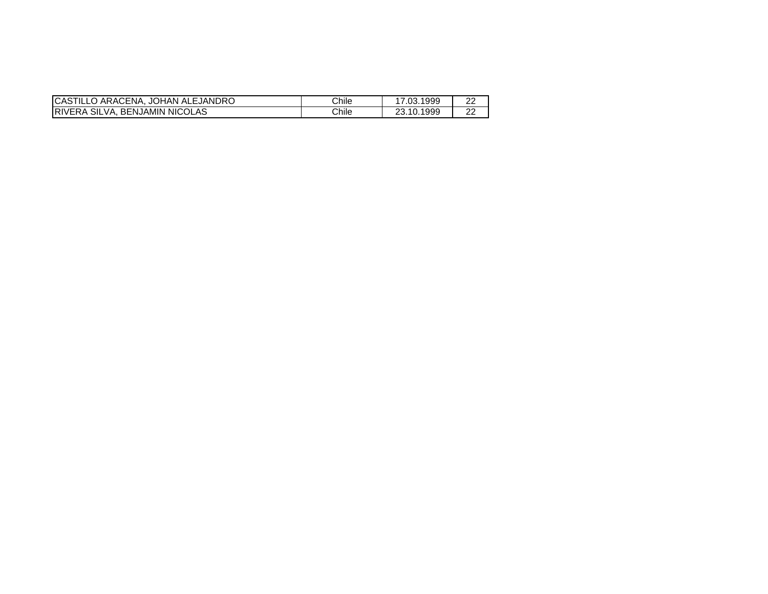| | | | |
|---|---|---|---|
| CASTILLO ARACENA, JOHAN ALEJANDRO | Chile | 17.03.1999 | 22 |
| RIVERA SILVA, BENJAMIN NICOLAS | Chile | 23.10.1999 | 22 |